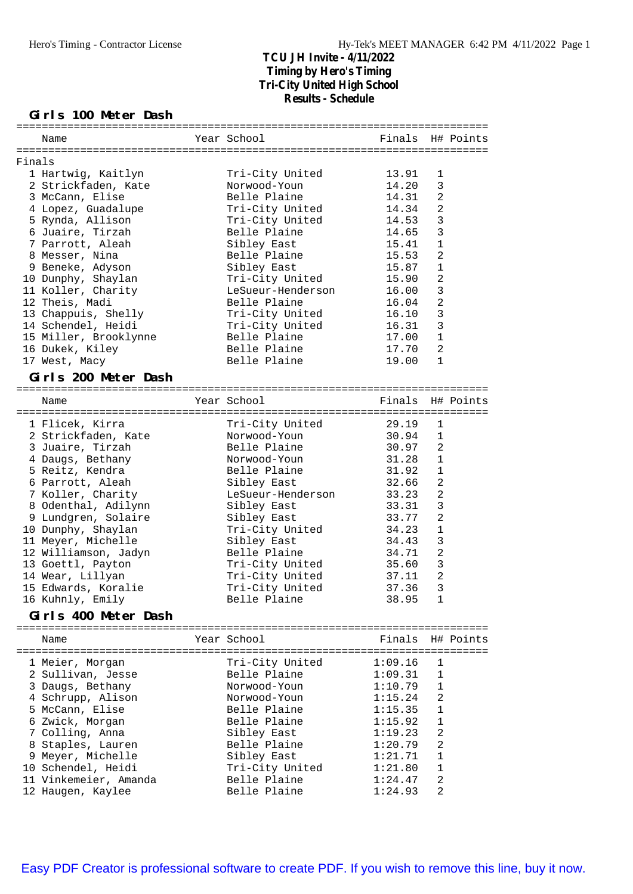# TCU JH Invite - 4/11/2022

## Timing by Hero's Timing

## Tri-City United High School

## Results - Schedule

### Girls 100 Meter Dash

Finals

| Place | Name | Year | School | Finals | H# | Points |
|---|---|---|---|---|---|---|
| 1 | Hartwig, Kaitlyn | | Tri-City United | 13.91 | 1 | |
| 2 | Strickfaden, Kate | | Norwood-Youn | 14.20 | 3 | |
| 3 | McCann, Elise | | Belle Plaine | 14.31 | 2 | |
| 4 | Lopez, Guadalupe | | Tri-City United | 14.34 | 2 | |
| 5 | Rynda, Allison | | Tri-City United | 14.53 | 3 | |
| 6 | Juaire, Tirzah | | Belle Plaine | 14.65 | 3 | |
| 7 | Parrott, Aleah | | Sibley East | 15.41 | 1 | |
| 8 | Messer, Nina | | Belle Plaine | 15.53 | 2 | |
| 9 | Beneke, Adyson | | Sibley East | 15.87 | 1 | |
| 10 | Dunphy, Shaylan | | Tri-City United | 15.90 | 2 | |
| 11 | Koller, Charity | | LeSueur-Henderson | 16.00 | 3 | |
| 12 | Theis, Madi | | Belle Plaine | 16.04 | 2 | |
| 13 | Chappuis, Shelly | | Tri-City United | 16.10 | 3 | |
| 14 | Schendel, Heidi | | Tri-City United | 16.31 | 3 | |
| 15 | Miller, Brooklynne | | Belle Plaine | 17.00 | 1 | |
| 16 | Dukek, Kiley | | Belle Plaine | 17.70 | 2 | |
| 17 | West, Macy | | Belle Plaine | 19.00 | 1 | |

### Girls 200 Meter Dash

| Place | Name | Year | School | Finals | H# | Points |
|---|---|---|---|---|---|---|
| 1 | Flicek, Kirra | | Tri-City United | 29.19 | 1 | |
| 2 | Strickfaden, Kate | | Norwood-Youn | 30.94 | 1 | |
| 3 | Juaire, Tirzah | | Belle Plaine | 30.97 | 2 | |
| 4 | Daugs, Bethany | | Norwood-Youn | 31.28 | 1 | |
| 5 | Reitz, Kendra | | Belle Plaine | 31.92 | 1 | |
| 6 | Parrott, Aleah | | Sibley East | 32.66 | 2 | |
| 7 | Koller, Charity | | LeSueur-Henderson | 33.23 | 2 | |
| 8 | Odenthal, Adilynn | | Sibley East | 33.31 | 3 | |
| 9 | Lundgren, Solaire | | Sibley East | 33.77 | 2 | |
| 10 | Dunphy, Shaylan | | Tri-City United | 34.23 | 1 | |
| 11 | Meyer, Michelle | | Sibley East | 34.43 | 3 | |
| 12 | Williamson, Jadyn | | Belle Plaine | 34.71 | 2 | |
| 13 | Goettl, Payton | | Tri-City United | 35.60 | 3 | |
| 14 | Wear, Lillyan | | Tri-City United | 37.11 | 2 | |
| 15 | Edwards, Koralie | | Tri-City United | 37.36 | 3 | |
| 16 | Kuhnly, Emily | | Belle Plaine | 38.95 | 1 | |

### Girls 400 Meter Dash

| Place | Name | Year | School | Finals | H# | Points |
|---|---|---|---|---|---|---|
| 1 | Meier, Morgan | | Tri-City United | 1:09.16 | 1 | |
| 2 | Sullivan, Jesse | | Belle Plaine | 1:09.31 | 1 | |
| 3 | Daugs, Bethany | | Norwood-Youn | 1:10.79 | 1 | |
| 4 | Schrupp, Alison | | Norwood-Youn | 1:15.24 | 2 | |
| 5 | McCann, Elise | | Belle Plaine | 1:15.35 | 1 | |
| 6 | Zwick, Morgan | | Belle Plaine | 1:15.92 | 1 | |
| 7 | Colling, Anna | | Sibley East | 1:19.23 | 2 | |
| 8 | Staples, Lauren | | Belle Plaine | 1:20.79 | 2 | |
| 9 | Meyer, Michelle | | Sibley East | 1:21.71 | 1 | |
| 10 | Schendel, Heidi | | Tri-City United | 1:21.80 | 1 | |
| 11 | Vinkemeier, Amanda | | Belle Plaine | 1:24.47 | 2 | |
| 12 | Haugen, Kaylee | | Belle Plaine | 1:24.93 | 2 | |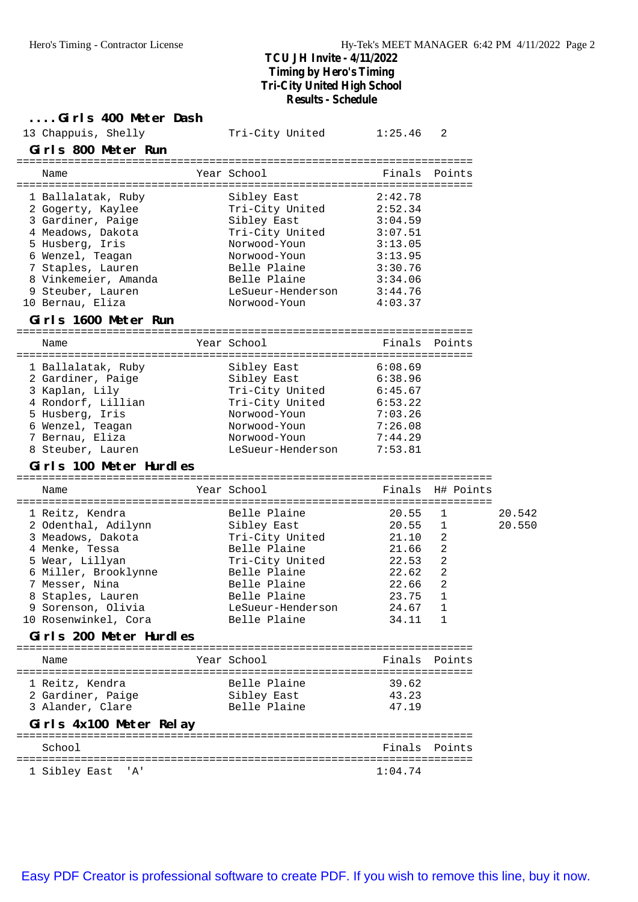TCU JH Invite - 4/11/2022
Timing by Hero's Timing
Tri-City United High School
Results - Schedule

### ....Girls 400 Meter Dash

| | Name | Year | School | Finals | H# |
|---|---|---|---|---|---|
| 13 | Chappuis, Shelly | | Tri-City United | 1:25.46 | 2 |

### Girls 800 Meter Run

| | Name | Year | School | Finals | Points |
|---|---|---|---|---|---|
| 1 | Ballalatak, Ruby | | Sibley East | 2:42.78 | |
| 2 | Gogerty, Kaylee | | Tri-City United | 2:52.34 | |
| 3 | Gardiner, Paige | | Sibley East | 3:04.59 | |
| 4 | Meadows, Dakota | | Tri-City United | 3:07.51 | |
| 5 | Husberg, Iris | | Norwood-Youn | 3:13.05 | |
| 6 | Wenzel, Teagan | | Norwood-Youn | 3:13.95 | |
| 7 | Staples, Lauren | | Belle Plaine | 3:30.76 | |
| 8 | Vinkemeier, Amanda | | Belle Plaine | 3:34.06 | |
| 9 | Steuber, Lauren | | LeSueur-Henderson | 3:44.76 | |
| 10 | Bernau, Eliza | | Norwood-Youn | 4:03.37 | |

### Girls 1600 Meter Run

| | Name | Year | School | Finals | Points |
|---|---|---|---|---|---|
| 1 | Ballalatak, Ruby | | Sibley East | 6:08.69 | |
| 2 | Gardiner, Paige | | Sibley East | 6:38.96 | |
| 3 | Kaplan, Lily | | Tri-City United | 6:45.67 | |
| 4 | Rondorf, Lillian | | Tri-City United | 6:53.22 | |
| 5 | Husberg, Iris | | Norwood-Youn | 7:03.26 | |
| 6 | Wenzel, Teagan | | Norwood-Youn | 7:26.08 | |
| 7 | Bernau, Eliza | | Norwood-Youn | 7:44.29 | |
| 8 | Steuber, Lauren | | LeSueur-Henderson | 7:53.81 | |

### Girls 100 Meter Hurdles

| | Name | Year | School | Finals | H# | Points | |
|---|---|---|---|---|---|---|---|
| 1 | Reitz, Kendra | | Belle Plaine | 20.55 | 1 | | 20.542 |
| 2 | Odenthal, Adilynn | | Sibley East | 20.55 | 1 | | 20.550 |
| 3 | Meadows, Dakota | | Tri-City United | 21.10 | 2 | | |
| 4 | Menke, Tessa | | Belle Plaine | 21.66 | 2 | | |
| 5 | Wear, Lillyan | | Tri-City United | 22.53 | 2 | | |
| 6 | Miller, Brooklynne | | Belle Plaine | 22.62 | 2 | | |
| 7 | Messer, Nina | | Belle Plaine | 22.66 | 2 | | |
| 8 | Staples, Lauren | | Belle Plaine | 23.75 | 1 | | |
| 9 | Sorenson, Olivia | | LeSueur-Henderson | 24.67 | 1 | | |
| 10 | Rosenwinkel, Cora | | Belle Plaine | 34.11 | 1 | | |

### Girls 200 Meter Hurdles

| | Name | Year | School | Finals | Points |
|---|---|---|---|---|---|
| 1 | Reitz, Kendra | | Belle Plaine | 39.62 | |
| 2 | Gardiner, Paige | | Sibley East | 43.23 | |
| 3 | Alander, Clare | | Belle Plaine | 47.19 | |

### Girls 4x100 Meter Relay

| | School | Finals | Points |
|---|---|---|---|
| 1 | Sibley East 'A' | 1:04.74 | |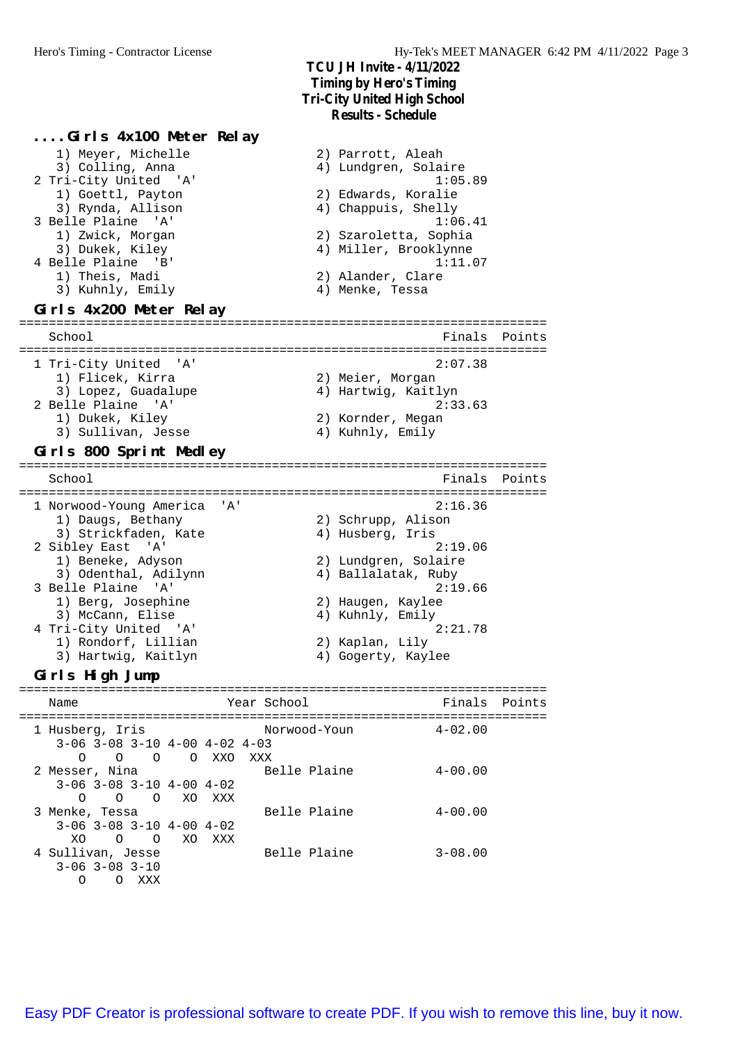**TCU JH Invite - 4/11/2022**
**Timing by Hero's Timing**
**Tri-City United High School**
**Results - Schedule**

### ....Girls 4x100 Meter Relay

```
    1) Meyer, Michelle                2) Parrott, Aleah
    3) Colling, Anna                  4) Lundgren, Solaire
  2 Tri-City United  'A'                            1:05.89
    1) Goettl, Payton                 2) Edwards, Koralie
    3) Rynda, Allison                 4) Chappuis, Shelly
  3 Belle Plaine  'A'                               1:06.41
    1) Zwick, Morgan                  2) Szaroletta, Sophia
    3) Dukek, Kiley                   4) Miller, Brooklynne
  4 Belle Plaine  'B'                               1:11.07
    1) Theis, Madi                    2) Alander, Clare
    3) Kuhnly, Emily                  4) Menke, Tessa
```

### Girls 4x200 Meter Relay

```
=======================================================================
    School                                            Finals  Points
=======================================================================
  1 Tri-City United  'A'                            2:07.38
    1) Flicek, Kirra                  2) Meier, Morgan
    3) Lopez, Guadalupe               4) Hartwig, Kaitlyn
  2 Belle Plaine  'A'                               2:33.63
    1) Dukek, Kiley                   2) Kornder, Megan
    3) Sullivan, Jesse                4) Kuhnly, Emily
```

### Girls 800 Sprint Medley

```
=======================================================================
    School                                            Finals  Points
=======================================================================
  1 Norwood-Young America  'A'                      2:16.36
    1) Daugs, Bethany                 2) Schrupp, Alison
    3) Strickfaden, Kate              4) Husberg, Iris
  2 Sibley East  'A'                                2:19.06
    1) Beneke, Adyson                 2) Lundgren, Solaire
    3) Odenthal, Adilynn              4) Ballalatak, Ruby
  3 Belle Plaine  'A'                               2:19.66
    1) Berg, Josephine                2) Haugen, Kaylee
    3) McCann, Elise                  4) Kuhnly, Emily
  4 Tri-City United  'A'                            2:21.78
    1) Rondorf, Lillian               2) Kaplan, Lily
    3) Hartwig, Kaitlyn               4) Gogerty, Kaylee
```

### Girls High Jump

```
=======================================================================
    Name                    Year School                Finals  Points
=======================================================================
  1 Husberg, Iris                Norwood-Youn          4-02.00
     3-06 3-08 3-10 4-00 4-02 4-03
        O    O    O    O  XXO  XXX
  2 Messer, Nina                 Belle Plaine          4-00.00
     3-06 3-08 3-10 4-00 4-02
        O    O    O   XO  XXX
  3 Menke, Tessa                 Belle Plaine          4-00.00
     3-06 3-08 3-10 4-00 4-02
       XO    O    O   XO  XXX
  4 Sullivan, Jesse              Belle Plaine          3-08.00
     3-06 3-08 3-10
        O    O  XXX
```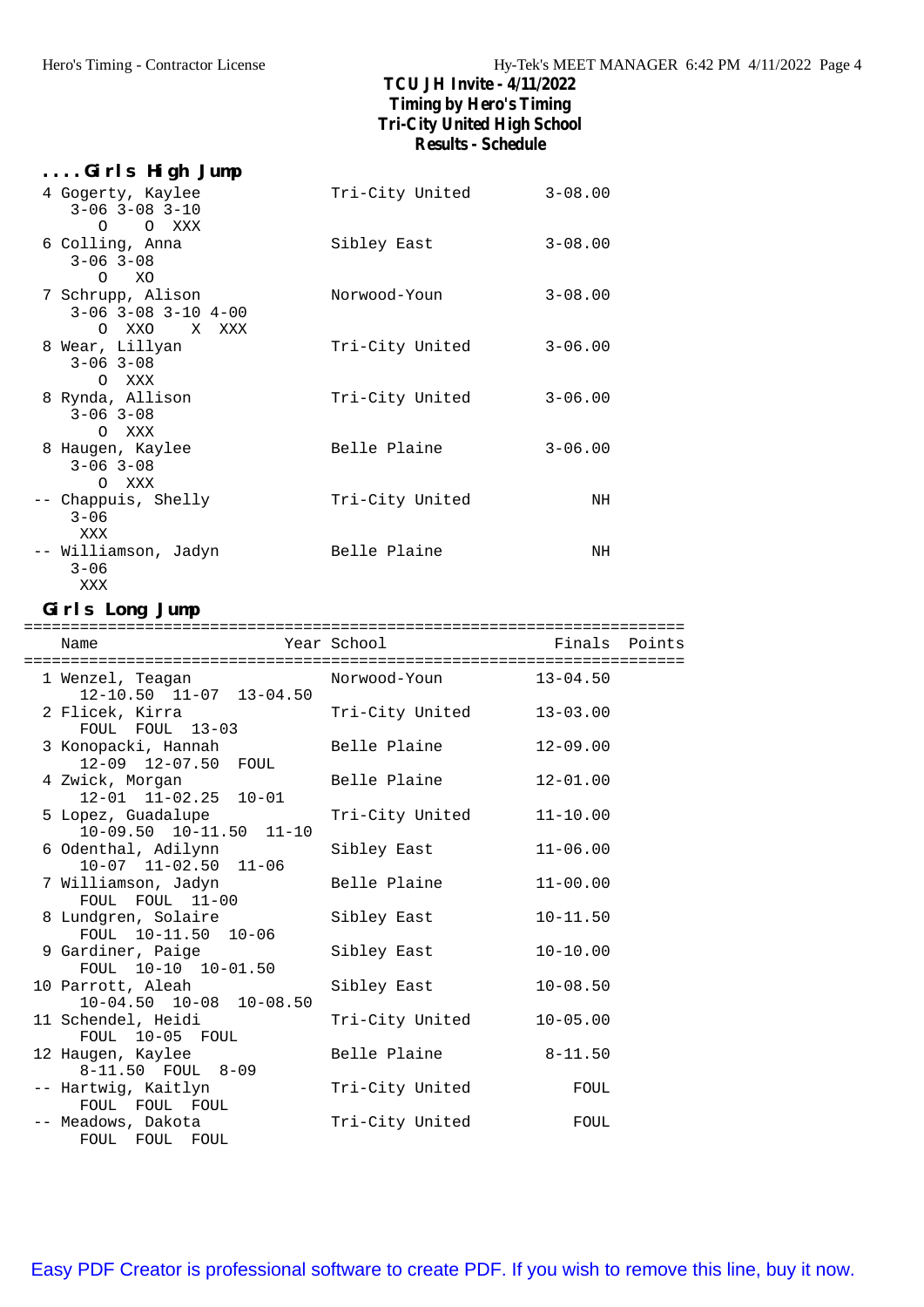# TCU JH Invite - 4/11/2022
## Timing by Hero's Timing
## Tri-City United High School
## Results - Schedule

### ....Girls High Jump

```
  4 Gogerty, Kaylee              Tri-City United       3-08.00
     3-06 3-08 3-10
        O    O  XXX
  6 Colling, Anna                Sibley East           3-08.00
     3-06 3-08
        O   XO
  7 Schrupp, Alison              Norwood-Youn          3-08.00
     3-06 3-08 3-10 4-00
        O  XXO    X  XXX
  8 Wear, Lillyan                Tri-City United       3-06.00
     3-06 3-08
        O  XXX
  8 Rynda, Allison               Tri-City United       3-06.00
     3-06 3-08
        O  XXX
  8 Haugen, Kaylee               Belle Plaine          3-06.00
     3-06 3-08
        O  XXX
 -- Chappuis, Shelly             Tri-City United            NH
     3-06
      XXX
 -- Williamson, Jadyn            Belle Plaine               NH
     3-06
      XXX
```

### Girls Long Jump

```
=====================================================================
    Name                    Year School                Finals  Points
=====================================================================
  1 Wenzel, Teagan               Norwood-Youn         13-04.50
      12-10.50  11-07  13-04.50
  2 Flicek, Kirra                Tri-City United      13-03.00
      FOUL  FOUL  13-03
  3 Konopacki, Hannah            Belle Plaine         12-09.00
      12-09  12-07.50  FOUL
  4 Zwick, Morgan                Belle Plaine         12-01.00
      12-01  11-02.25  10-01
  5 Lopez, Guadalupe             Tri-City United      11-10.00
      10-09.50  10-11.50  11-10
  6 Odenthal, Adilynn            Sibley East          11-06.00
      10-07  11-02.50  11-06
  7 Williamson, Jadyn            Belle Plaine         11-00.00
      FOUL  FOUL  11-00
  8 Lundgren, Solaire            Sibley East          10-11.50
      FOUL  10-11.50  10-06
  9 Gardiner, Paige              Sibley East          10-10.00
      FOUL  10-10  10-01.50
 10 Parrott, Aleah               Sibley East          10-08.50
      10-04.50  10-08  10-08.50
 11 Schendel, Heidi              Tri-City United      10-05.00
      FOUL  10-05  FOUL
 12 Haugen, Kaylee               Belle Plaine          8-11.50
      8-11.50  FOUL  8-09
 -- Hartwig, Kaitlyn             Tri-City United          FOUL
      FOUL  FOUL  FOUL
 -- Meadows, Dakota              Tri-City United          FOUL
      FOUL  FOUL  FOUL
```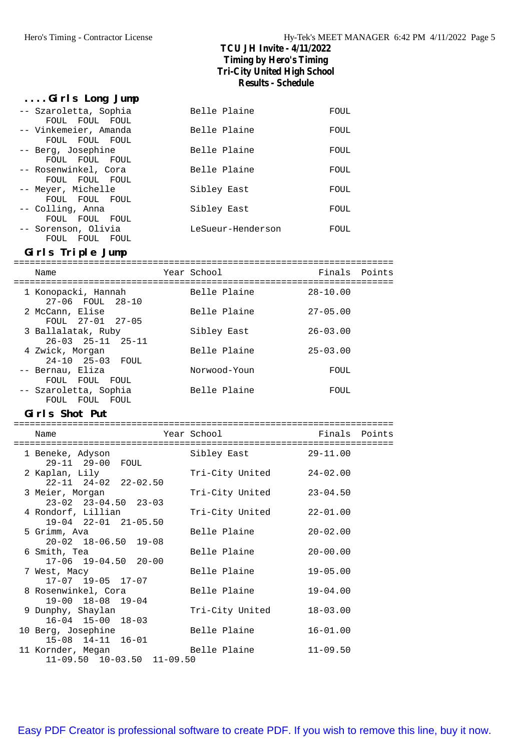## ....Girls Long Jump

| Place | Name | Year | School | Finals | Points |
|---|---|---|---|---|---|
| -- | Szaroletta, Sophia | | Belle Plaine | FOUL | |
| | FOUL FOUL FOUL | | | | |
| -- | Vinkemeier, Amanda | | Belle Plaine | FOUL | |
| | FOUL FOUL FOUL | | | | |
| -- | Berg, Josephine | | Belle Plaine | FOUL | |
| | FOUL FOUL FOUL | | | | |
| -- | Rosenwinkel, Cora | | Belle Plaine | FOUL | |
| | FOUL FOUL FOUL | | | | |
| -- | Meyer, Michelle | | Sibley East | FOUL | |
| | FOUL FOUL FOUL | | | | |
| -- | Colling, Anna | | Sibley East | FOUL | |
| | FOUL FOUL FOUL | | | | |
| -- | Sorenson, Olivia | | LeSueur-Henderson | FOUL | |
| | FOUL FOUL FOUL | | | | |

## Girls Triple Jump

| Place | Name | Year | School | Finals | Points |
|---|---|---|---|---|---|
| 1 | Konopacki, Hannah | | Belle Plaine | 28-10.00 | |
| | 27-06 FOUL 28-10 | | | | |
| 2 | McCann, Elise | | Belle Plaine | 27-05.00 | |
| | FOUL 27-01 27-05 | | | | |
| 3 | Ballalatak, Ruby | | Sibley East | 26-03.00 | |
| | 26-03 25-11 25-11 | | | | |
| 4 | Zwick, Morgan | | Belle Plaine | 25-03.00 | |
| | 24-10 25-03 FOUL | | | | |
| -- | Bernau, Eliza | | Norwood-Youn | FOUL | |
| | FOUL FOUL FOUL | | | | |
| -- | Szaroletta, Sophia | | Belle Plaine | FOUL | |
| | FOUL FOUL FOUL | | | | |

## Girls Shot Put

| Place | Name | Year | School | Finals | Points |
|---|---|---|---|---|---|
| 1 | Beneke, Adyson | | Sibley East | 29-11.00 | |
| | 29-11 29-00 FOUL | | | | |
| 2 | Kaplan, Lily | | Tri-City United | 24-02.00 | |
| | 22-11 24-02 22-02.50 | | | | |
| 3 | Meier, Morgan | | Tri-City United | 23-04.50 | |
| | 23-02 23-04.50 23-03 | | | | |
| 4 | Rondorf, Lillian | | Tri-City United | 22-01.00 | |
| | 19-04 22-01 21-05.50 | | | | |
| 5 | Grimm, Ava | | Belle Plaine | 20-02.00 | |
| | 20-02 18-06.50 19-08 | | | | |
| 6 | Smith, Tea | | Belle Plaine | 20-00.00 | |
| | 17-06 19-04.50 20-00 | | | | |
| 7 | West, Macy | | Belle Plaine | 19-05.00 | |
| | 17-07 19-05 17-07 | | | | |
| 8 | Rosenwinkel, Cora | | Belle Plaine | 19-04.00 | |
| | 19-00 18-08 19-04 | | | | |
| 9 | Dunphy, Shaylan | | Tri-City United | 18-03.00 | |
| | 16-04 15-00 18-03 | | | | |
| 10 | Berg, Josephine | | Belle Plaine | 16-01.00 | |
| | 15-08 14-11 16-01 | | | | |
| 11 | Kornder, Megan | | Belle Plaine | 11-09.50 | |
| | 11-09.50 10-03.50 11-09.50 | | | | |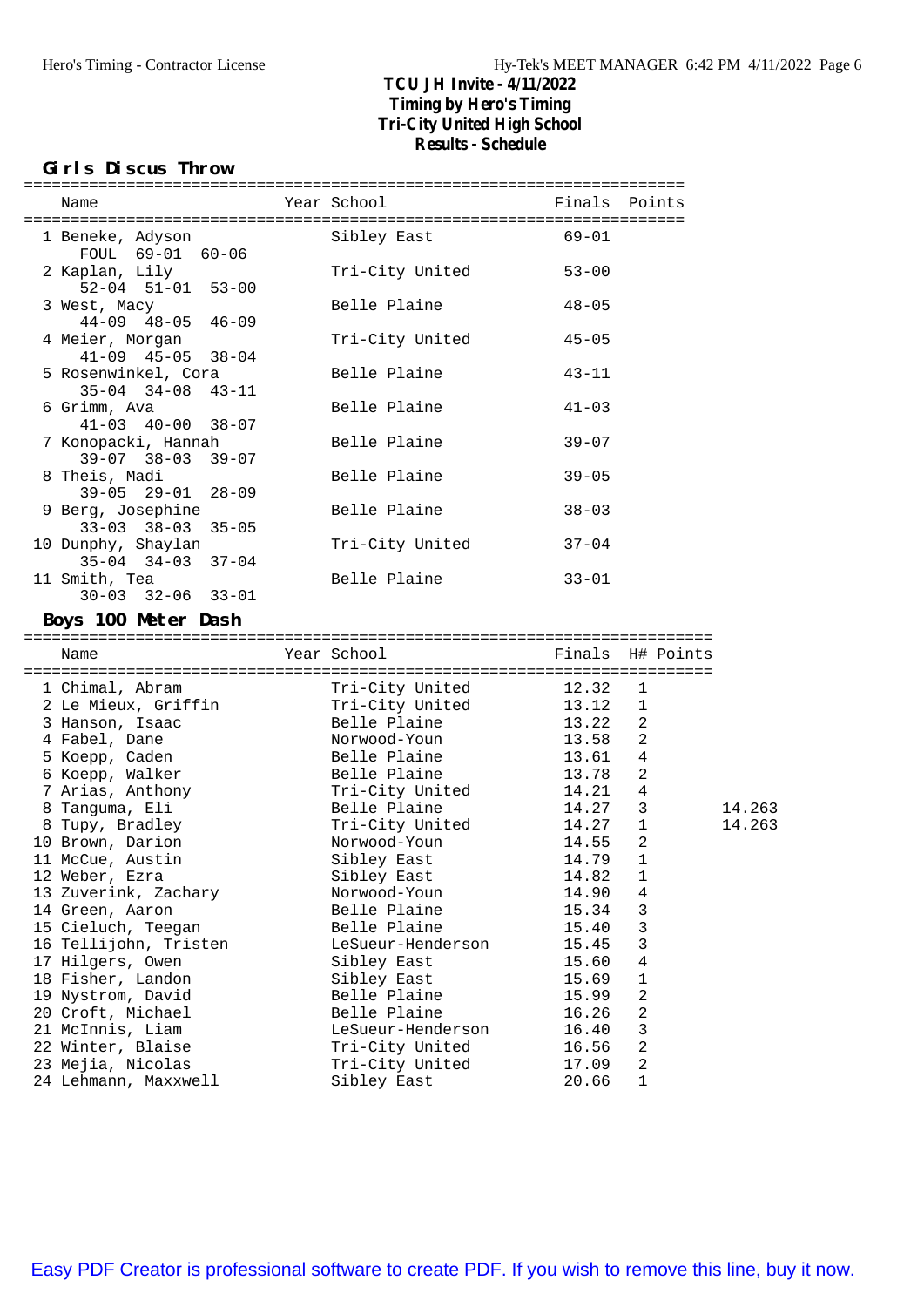# TCU JH Invite - 4/11/2022
## Timing by Hero's Timing
## Tri-City United High School
## Results - Schedule

### Girls Discus Throw

| Name | Year | School | Finals | Points |
|---|---|---|---|---|
| 1 Beneke, Adyson | | Sibley East | 69-01 | |
| FOUL 69-01 60-06 | | | | |
| 2 Kaplan, Lily | | Tri-City United | 53-00 | |
| 52-04 51-01 53-00 | | | | |
| 3 West, Macy | | Belle Plaine | 48-05 | |
| 44-09 48-05 46-09 | | | | |
| 4 Meier, Morgan | | Tri-City United | 45-05 | |
| 41-09 45-05 38-04 | | | | |
| 5 Rosenwinkel, Cora | | Belle Plaine | 43-11 | |
| 35-04 34-08 43-11 | | | | |
| 6 Grimm, Ava | | Belle Plaine | 41-03 | |
| 41-03 40-00 38-07 | | | | |
| 7 Konopacki, Hannah | | Belle Plaine | 39-07 | |
| 39-07 38-03 39-07 | | | | |
| 8 Theis, Madi | | Belle Plaine | 39-05 | |
| 39-05 29-01 28-09 | | | | |
| 9 Berg, Josephine | | Belle Plaine | 38-03 | |
| 33-03 38-03 35-05 | | | | |
| 10 Dunphy, Shaylan | | Tri-City United | 37-04 | |
| 35-04 34-03 37-04 | | | | |
| 11 Smith, Tea | | Belle Plaine | 33-01 | |
| 30-03 32-06 33-01 | | | | |

### Boys 100 Meter Dash

| Name | Year | School | Finals | H# | Points | |
|---|---|---|---|---|---|---|
| 1 Chimal, Abram | | Tri-City United | 12.32 | 1 | | |
| 2 Le Mieux, Griffin | | Tri-City United | 13.12 | 1 | | |
| 3 Hanson, Isaac | | Belle Plaine | 13.22 | 2 | | |
| 4 Fabel, Dane | | Norwood-Youn | 13.58 | 2 | | |
| 5 Koepp, Caden | | Belle Plaine | 13.61 | 4 | | |
| 6 Koepp, Walker | | Belle Plaine | 13.78 | 2 | | |
| 7 Arias, Anthony | | Tri-City United | 14.21 | 4 | | |
| 8 Tanguma, Eli | | Belle Plaine | 14.27 | 3 | | 14.263 |
| 8 Tupy, Bradley | | Tri-City United | 14.27 | 1 | | 14.263 |
| 10 Brown, Darion | | Norwood-Youn | 14.55 | 2 | | |
| 11 McCue, Austin | | Sibley East | 14.79 | 1 | | |
| 12 Weber, Ezra | | Sibley East | 14.82 | 1 | | |
| 13 Zuverink, Zachary | | Norwood-Youn | 14.90 | 4 | | |
| 14 Green, Aaron | | Belle Plaine | 15.34 | 3 | | |
| 15 Cieluch, Teegan | | Belle Plaine | 15.40 | 3 | | |
| 16 Tellijohn, Tristen | | LeSueur-Henderson | 15.45 | 3 | | |
| 17 Hilgers, Owen | | Sibley East | 15.60 | 4 | | |
| 18 Fisher, Landon | | Sibley East | 15.69 | 1 | | |
| 19 Nystrom, David | | Belle Plaine | 15.99 | 2 | | |
| 20 Croft, Michael | | Belle Plaine | 16.26 | 2 | | |
| 21 McInnis, Liam | | LeSueur-Henderson | 16.40 | 3 | | |
| 22 Winter, Blaise | | Tri-City United | 16.56 | 2 | | |
| 23 Mejia, Nicolas | | Tri-City United | 17.09 | 2 | | |
| 24 Lehmann, Maxxwell | | Sibley East | 20.66 | 1 | | |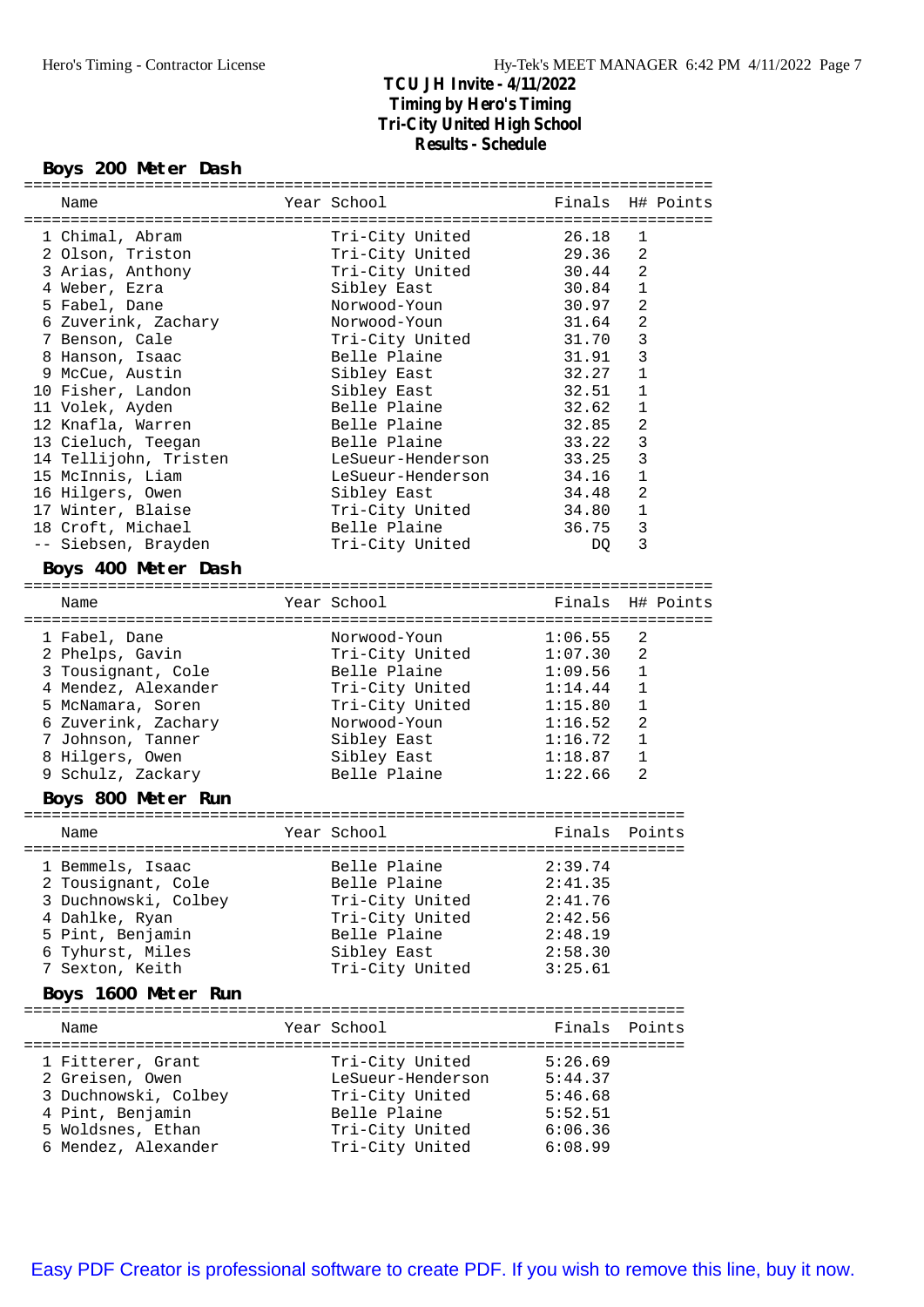# TCU JH Invite - 4/11/2022
## Timing by Hero's Timing
## Tri-City United High School
## Results - Schedule

### Boys 200 Meter Dash

| | Name | Year | School | Finals | H# | Points |
|---|---|---|---|---|---|---|
| 1 | Chimal, Abram | | Tri-City United | 26.18 | 1 | |
| 2 | Olson, Triston | | Tri-City United | 29.36 | 2 | |
| 3 | Arias, Anthony | | Tri-City United | 30.44 | 2 | |
| 4 | Weber, Ezra | | Sibley East | 30.84 | 1 | |
| 5 | Fabel, Dane | | Norwood-Youn | 30.97 | 2 | |
| 6 | Zuverink, Zachary | | Norwood-Youn | 31.64 | 2 | |
| 7 | Benson, Cale | | Tri-City United | 31.70 | 3 | |
| 8 | Hanson, Isaac | | Belle Plaine | 31.91 | 3 | |
| 9 | McCue, Austin | | Sibley East | 32.27 | 1 | |
| 10 | Fisher, Landon | | Sibley East | 32.51 | 1 | |
| 11 | Volek, Ayden | | Belle Plaine | 32.62 | 1 | |
| 12 | Knafla, Warren | | Belle Plaine | 32.85 | 2 | |
| 13 | Cieluch, Teegan | | Belle Plaine | 33.22 | 3 | |
| 14 | Tellijohn, Tristen | | LeSueur-Henderson | 33.25 | 3 | |
| 15 | McInnis, Liam | | LeSueur-Henderson | 34.16 | 1 | |
| 16 | Hilgers, Owen | | Sibley East | 34.48 | 2 | |
| 17 | Winter, Blaise | | Tri-City United | 34.80 | 1 | |
| 18 | Croft, Michael | | Belle Plaine | 36.75 | 3 | |
| -- | Siebsen, Brayden | | Tri-City United | DQ | 3 | |

### Boys 400 Meter Dash

| | Name | Year | School | Finals | H# | Points |
|---|---|---|---|---|---|---|
| 1 | Fabel, Dane | | Norwood-Youn | 1:06.55 | 2 | |
| 2 | Phelps, Gavin | | Tri-City United | 1:07.30 | 2 | |
| 3 | Tousignant, Cole | | Belle Plaine | 1:09.56 | 1 | |
| 4 | Mendez, Alexander | | Tri-City United | 1:14.44 | 1 | |
| 5 | McNamara, Soren | | Tri-City United | 1:15.80 | 1 | |
| 6 | Zuverink, Zachary | | Norwood-Youn | 1:16.52 | 2 | |
| 7 | Johnson, Tanner | | Sibley East | 1:16.72 | 1 | |
| 8 | Hilgers, Owen | | Sibley East | 1:18.87 | 1 | |
| 9 | Schulz, Zackary | | Belle Plaine | 1:22.66 | 2 | |

### Boys 800 Meter Run

| | Name | Year | School | Finals | Points |
|---|---|---|---|---|---|
| 1 | Bemmels, Isaac | | Belle Plaine | 2:39.74 | |
| 2 | Tousignant, Cole | | Belle Plaine | 2:41.35 | |
| 3 | Duchnowski, Colbey | | Tri-City United | 2:41.76 | |
| 4 | Dahlke, Ryan | | Tri-City United | 2:42.56 | |
| 5 | Pint, Benjamin | | Belle Plaine | 2:48.19 | |
| 6 | Tyhurst, Miles | | Sibley East | 2:58.30 | |
| 7 | Sexton, Keith | | Tri-City United | 3:25.61 | |

### Boys 1600 Meter Run

| | Name | Year | School | Finals | Points |
|---|---|---|---|---|---|
| 1 | Fitterer, Grant | | Tri-City United | 5:26.69 | |
| 2 | Greisen, Owen | | LeSueur-Henderson | 5:44.37 | |
| 3 | Duchnowski, Colbey | | Tri-City United | 5:46.68 | |
| 4 | Pint, Benjamin | | Belle Plaine | 5:52.51 | |
| 5 | Woldsnes, Ethan | | Tri-City United | 6:06.36 | |
| 6 | Mendez, Alexander | | Tri-City United | 6:08.99 | |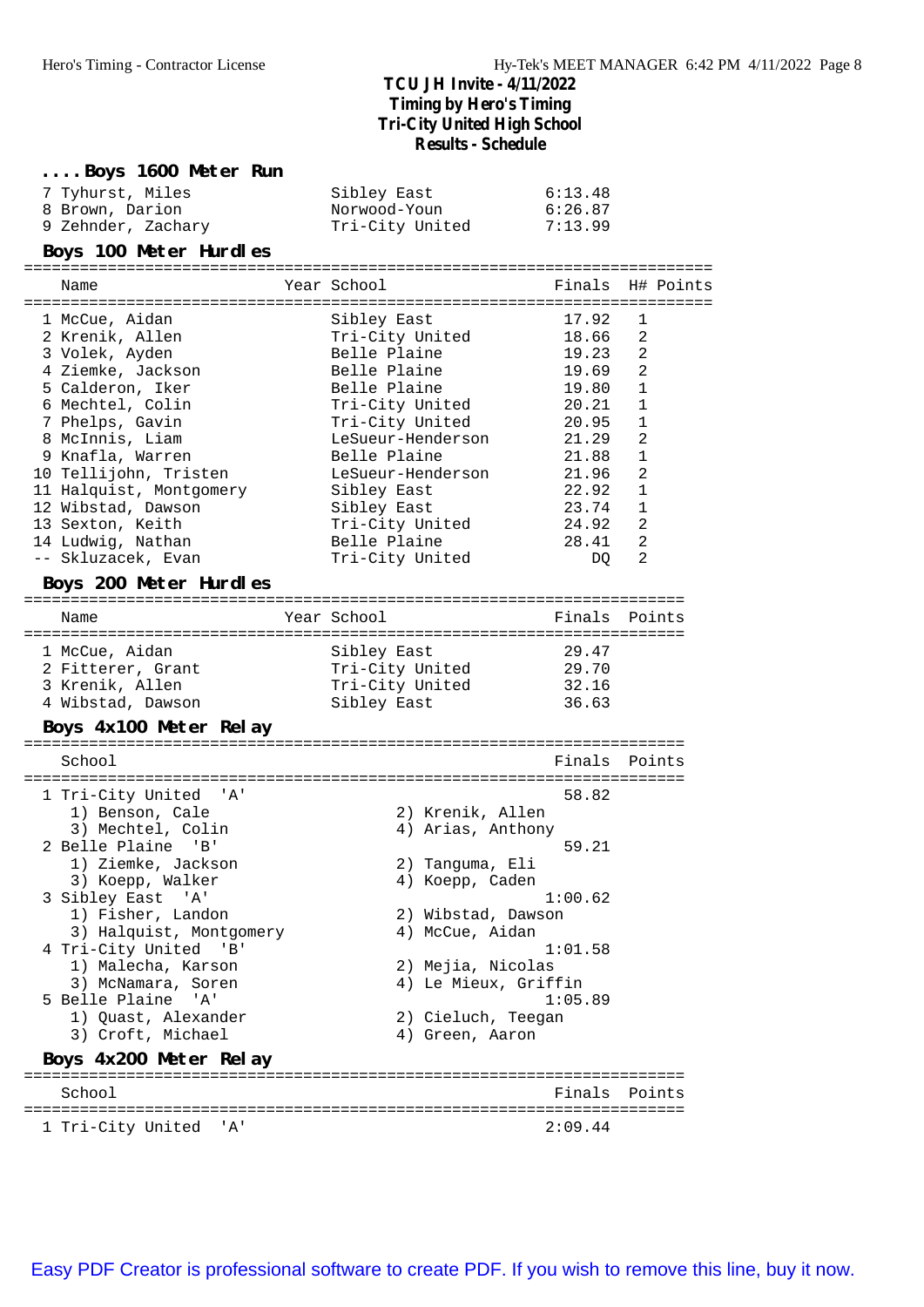# TCU JH Invite - 4/11/2022
## Timing by Hero's Timing
## Tri-City United High School
## Results - Schedule

### .... Boys 1600 Meter Run

| Place | Name | School | Finals |
|---|---|---|---|
| 7 | Tyhurst, Miles | Sibley East | 6:13.48 |
| 8 | Brown, Darion | Norwood-Youn | 6:26.87 |
| 9 | Zehnder, Zachary | Tri-City United | 7:13.99 |

### Boys 100 Meter Hurdles

| Place | Name | Year | School | Finals | H# | Points |
|---|---|---|---|---|---|---|
| 1 | McCue, Aidan | | Sibley East | 17.92 | 1 | |
| 2 | Krenik, Allen | | Tri-City United | 18.66 | 2 | |
| 3 | Volek, Ayden | | Belle Plaine | 19.23 | 2 | |
| 4 | Ziemke, Jackson | | Belle Plaine | 19.69 | 2 | |
| 5 | Calderon, Iker | | Belle Plaine | 19.80 | 1 | |
| 6 | Mechtel, Colin | | Tri-City United | 20.21 | 1 | |
| 7 | Phelps, Gavin | | Tri-City United | 20.95 | 1 | |
| 8 | McInnis, Liam | | LeSueur-Henderson | 21.29 | 2 | |
| 9 | Knafla, Warren | | Belle Plaine | 21.88 | 1 | |
| 10 | Tellijohn, Tristen | | LeSueur-Henderson | 21.96 | 2 | |
| 11 | Halquist, Montgomery | | Sibley East | 22.92 | 1 | |
| 12 | Wibstad, Dawson | | Sibley East | 23.74 | 1 | |
| 13 | Sexton, Keith | | Tri-City United | 24.92 | 2 | |
| 14 | Ludwig, Nathan | | Belle Plaine | 28.41 | 2 | |
| -- | Skluzacek, Evan | | Tri-City United | DQ | 2 | |

### Boys 200 Meter Hurdles

| Place | Name | Year | School | Finals | Points |
|---|---|---|---|---|---|
| 1 | McCue, Aidan | | Sibley East | 29.47 | |
| 2 | Fitterer, Grant | | Tri-City United | 29.70 | |
| 3 | Krenik, Allen | | Tri-City United | 32.16 | |
| 4 | Wibstad, Dawson | | Sibley East | 36.63 | |

### Boys 4x100 Meter Relay

| Place | School | Finals | Points |
|---|---|---|---|
| 1 | Tri-City United 'A' | 58.82 | |
| | 1) Benson, Cale 2) Krenik, Allen 3) Mechtel, Colin 4) Arias, Anthony | | |
| 2 | Belle Plaine 'B' | 59.21 | |
| | 1) Ziemke, Jackson 2) Tanguma, Eli 3) Koepp, Walker 4) Koepp, Caden | | |
| 3 | Sibley East 'A' | 1:00.62 | |
| | 1) Fisher, Landon 2) Wibstad, Dawson 3) Halquist, Montgomery 4) McCue, Aidan | | |
| 4 | Tri-City United 'B' | 1:01.58 | |
| | 1) Malecha, Karson 2) Mejia, Nicolas 3) McNamara, Soren 4) Le Mieux, Griffin | | |
| 5 | Belle Plaine 'A' | 1:05.89 | |
| | 1) Quast, Alexander 2) Cieluch, Teegan 3) Croft, Michael 4) Green, Aaron | | |

### Boys 4x200 Meter Relay

| Place | School | Finals | Points |
|---|---|---|---|
| 1 | Tri-City United 'A' | 2:09.44 | |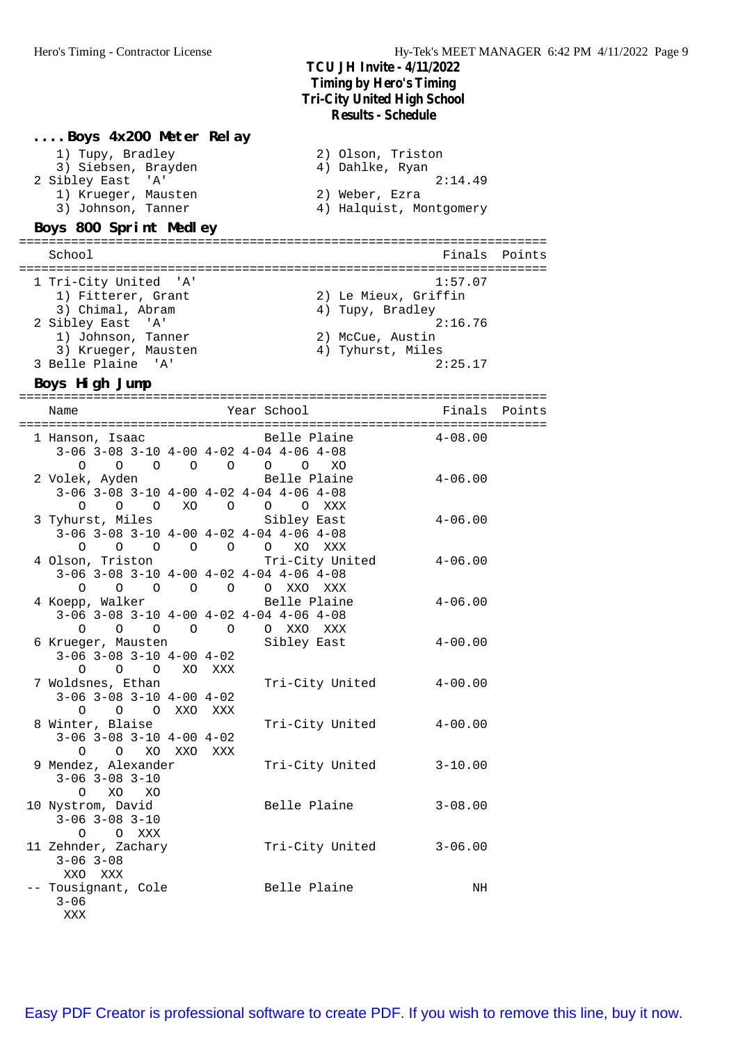# TCU JH Invite - 4/11/2022
## Timing by Hero's Timing
## Tri-City United High School
## Results - Schedule

### .... Boys 4x200 Meter Relay

```
    1) Tupy, Bradley                   2) Olson, Triston
    3) Siebsen, Brayden                4) Dahlke, Ryan
  2 Sibley East  'A'                                  2:14.49
    1) Krueger, Mausten                2) Weber, Ezra
    3) Johnson, Tanner                 4) Halquist, Montgomery
```

### Boys 800 Sprint Medley

```
=======================================================================
    School                                           Finals  Points
=======================================================================
  1 Tri-City United  'A'                              1:57.07
    1) Fitterer, Grant                 2) Le Mieux, Griffin
    3) Chimal, Abram                   4) Tupy, Bradley
  2 Sibley East  'A'                                  2:16.76
    1) Johnson, Tanner                 2) McCue, Austin
    3) Krueger, Mausten                4) Tyhurst, Miles
  3 Belle Plaine  'A'                                 2:25.17
```

### Boys High Jump

```
=======================================================================
    Name                    Year School                Finals  Points
=======================================================================
  1 Hanson, Isaac                Belle Plaine           4-08.00
     3-06 3-08 3-10 4-00 4-02 4-04 4-06 4-08
       O    O    O    O    O    O    O   XO
  2 Volek, Ayden                 Belle Plaine           4-06.00
     3-06 3-08 3-10 4-00 4-02 4-04 4-06 4-08
       O    O    O   XO    O    O    O  XXX
  3 Tyhurst, Miles               Sibley East            4-06.00
     3-06 3-08 3-10 4-00 4-02 4-04 4-06 4-08
       O    O    O    O    O    O   XO  XXX
  4 Olson, Triston               Tri-City United        4-06.00
     3-06 3-08 3-10 4-00 4-02 4-04 4-06 4-08
       O    O    O    O    O    O  XXO  XXX
  4 Koepp, Walker                Belle Plaine           4-06.00
     3-06 3-08 3-10 4-00 4-02 4-04 4-06 4-08
       O    O    O    O    O    O  XXO  XXX
  6 Krueger, Mausten             Sibley East            4-00.00
     3-06 3-08 3-10 4-00 4-02
       O    O    O   XO  XXX
  7 Woldsnes, Ethan              Tri-City United        4-00.00
     3-06 3-08 3-10 4-00 4-02
       O    O    O  XXO  XXX
  8 Winter, Blaise               Tri-City United        4-00.00
     3-06 3-08 3-10 4-00 4-02
       O    O   XO  XXO  XXX
  9 Mendez, Alexander            Tri-City United        3-10.00
     3-06 3-08 3-10
       O   XO   XO
 10 Nystrom, David               Belle Plaine           3-08.00
     3-06 3-08 3-10
       O    O  XXX
 11 Zehnder, Zachary             Tri-City United        3-06.00
     3-06 3-08
     XXO  XXX
 -- Tousignant, Cole             Belle Plaine                NH
     3-06
     XXX
```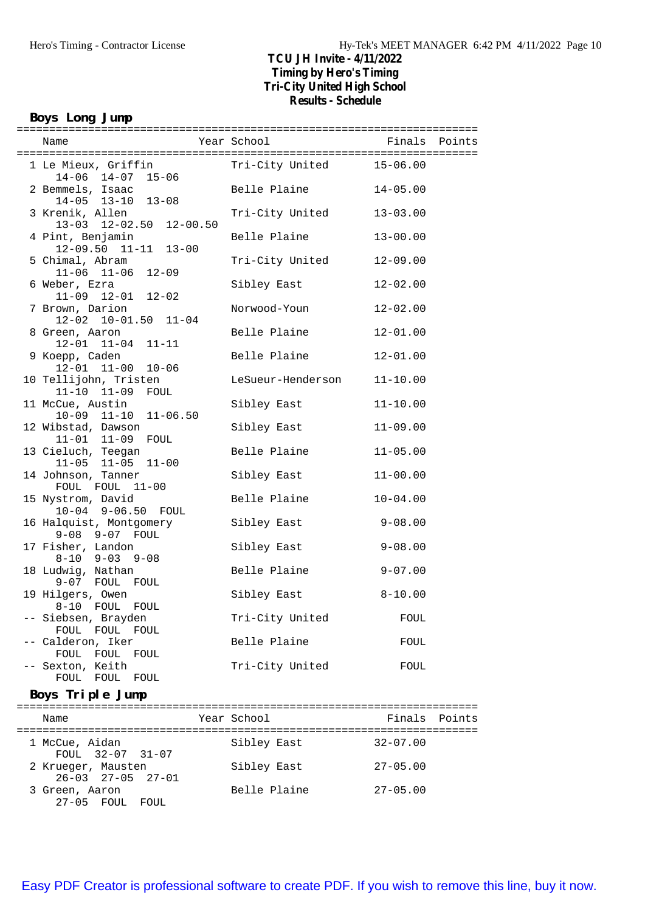# TCU JH Invite - 4/11/2022

## Timing by Hero's Timing

## Tri-City United High School

## Results - Schedule

### Boys Long Jump

| Place | Name | Year | School | Finals | Points |
|---|---|---|---|---|---|
| 1 | Le Mieux, Griffin | | Tri-City United | 15-06.00 | |
| | 14-06 14-07 15-06 | | | | |
| 2 | Bemmels, Isaac | | Belle Plaine | 14-05.00 | |
| | 14-05 13-10 13-08 | | | | |
| 3 | Krenik, Allen | | Tri-City United | 13-03.00 | |
| | 13-03 12-02.50 12-00.50 | | | | |
| 4 | Pint, Benjamin | | Belle Plaine | 13-00.00 | |
| | 12-09.50 11-11 13-00 | | | | |
| 5 | Chimal, Abram | | Tri-City United | 12-09.00 | |
| | 11-06 11-06 12-09 | | | | |
| 6 | Weber, Ezra | | Sibley East | 12-02.00 | |
| | 11-09 12-01 12-02 | | | | |
| 7 | Brown, Darion | | Norwood-Youn | 12-02.00 | |
| | 12-02 10-01.50 11-04 | | | | |
| 8 | Green, Aaron | | Belle Plaine | 12-01.00 | |
| | 12-01 11-04 11-11 | | | | |
| 9 | Koepp, Caden | | Belle Plaine | 12-01.00 | |
| | 12-01 11-00 10-06 | | | | |
| 10 | Tellijohn, Tristen | | LeSueur-Henderson | 11-10.00 | |
| | 11-10 11-09 FOUL | | | | |
| 11 | McCue, Austin | | Sibley East | 11-10.00 | |
| | 10-09 11-10 11-06.50 | | | | |
| 12 | Wibstad, Dawson | | Sibley East | 11-09.00 | |
| | 11-01 11-09 FOUL | | | | |
| 13 | Cieluch, Teegan | | Belle Plaine | 11-05.00 | |
| | 11-05 11-05 11-00 | | | | |
| 14 | Johnson, Tanner | | Sibley East | 11-00.00 | |
| | FOUL FOUL 11-00 | | | | |
| 15 | Nystrom, David | | Belle Plaine | 10-04.00 | |
| | 10-04 9-06.50 FOUL | | | | |
| 16 | Halquist, Montgomery | | Sibley East | 9-08.00 | |
| | 9-08 9-07 FOUL | | | | |
| 17 | Fisher, Landon | | Sibley East | 9-08.00 | |
| | 8-10 9-03 9-08 | | | | |
| 18 | Ludwig, Nathan | | Belle Plaine | 9-07.00 | |
| | 9-07 FOUL FOUL | | | | |
| 19 | Hilgers, Owen | | Sibley East | 8-10.00 | |
| | 8-10 FOUL FOUL | | | | |
| -- | Siebsen, Brayden | | Tri-City United | FOUL | |
| | FOUL FOUL FOUL | | | | |
| -- | Calderon, Iker | | Belle Plaine | FOUL | |
| | FOUL FOUL FOUL | | | | |
| -- | Sexton, Keith | | Tri-City United | FOUL | |
| | FOUL FOUL FOUL | | | | |

### Boys Triple Jump

| Place | Name | Year | School | Finals | Points |
|---|---|---|---|---|---|
| 1 | McCue, Aidan | | Sibley East | 32-07.00 | |
| | FOUL 32-07 31-07 | | | | |
| 2 | Krueger, Mausten | | Sibley East | 27-05.00 | |
| | 26-03 27-05 27-01 | | | | |
| 3 | Green, Aaron | | Belle Plaine | 27-05.00 | |
| | 27-05 FOUL FOUL | | | | |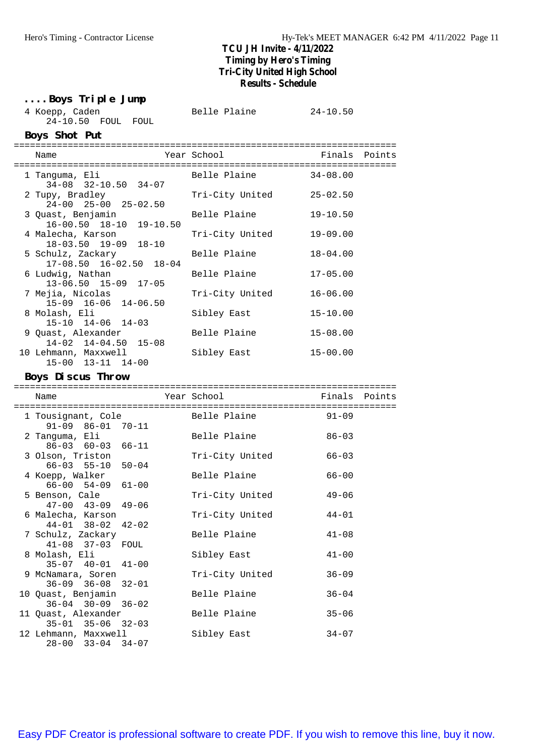# TCU JH Invite - 4/11/2022
## Timing by Hero's Timing
## Tri-City United High School
## Results - Schedule

### ....Boys Triple Jump

| | | | |
|---|---|---|---|
| 4 Koepp, Caden | | Belle Plaine | 24-10.50 |
| 24-10.50 FOUL FOUL | | | |

### Boys Shot Put

| Name | Year | School | Finals | Points |
|---|---|---|---|---|
| 1 Tanguma, Eli | | Belle Plaine | 34-08.00 | |
| 34-08 32-10.50 34-07 | | | | |
| 2 Tupy, Bradley | | Tri-City United | 25-02.50 | |
| 24-00 25-00 25-02.50 | | | | |
| 3 Quast, Benjamin | | Belle Plaine | 19-10.50 | |
| 16-00.50 18-10 19-10.50 | | | | |
| 4 Malecha, Karson | | Tri-City United | 19-09.00 | |
| 18-03.50 19-09 18-10 | | | | |
| 5 Schulz, Zackary | | Belle Plaine | 18-04.00 | |
| 17-08.50 16-02.50 18-04 | | | | |
| 6 Ludwig, Nathan | | Belle Plaine | 17-05.00 | |
| 13-06.50 15-09 17-05 | | | | |
| 7 Mejia, Nicolas | | Tri-City United | 16-06.00 | |
| 15-09 16-06 14-06.50 | | | | |
| 8 Molash, Eli | | Sibley East | 15-10.00 | |
| 15-10 14-06 14-03 | | | | |
| 9 Quast, Alexander | | Belle Plaine | 15-08.00 | |
| 14-02 14-04.50 15-08 | | | | |
| 10 Lehmann, Maxxwell | | Sibley East | 15-00.00 | |
| 15-00 13-11 14-00 | | | | |

### Boys Discus Throw

| Name | Year | School | Finals | Points |
|---|---|---|---|---|
| 1 Tousignant, Cole | | Belle Plaine | 91-09 | |
| 91-09 86-01 70-11 | | | | |
| 2 Tanguma, Eli | | Belle Plaine | 86-03 | |
| 86-03 60-03 66-11 | | | | |
| 3 Olson, Triston | | Tri-City United | 66-03 | |
| 66-03 55-10 50-04 | | | | |
| 4 Koepp, Walker | | Belle Plaine | 66-00 | |
| 66-00 54-09 61-00 | | | | |
| 5 Benson, Cale | | Tri-City United | 49-06 | |
| 47-00 43-09 49-06 | | | | |
| 6 Malecha, Karson | | Tri-City United | 44-01 | |
| 44-01 38-02 42-02 | | | | |
| 7 Schulz, Zackary | | Belle Plaine | 41-08 | |
| 41-08 37-03 FOUL | | | | |
| 8 Molash, Eli | | Sibley East | 41-00 | |
| 35-07 40-01 41-00 | | | | |
| 9 McNamara, Soren | | Tri-City United | 36-09 | |
| 36-09 36-08 32-01 | | | | |
| 10 Quast, Benjamin | | Belle Plaine | 36-04 | |
| 36-04 30-09 36-02 | | | | |
| 11 Quast, Alexander | | Belle Plaine | 35-06 | |
| 35-01 35-06 32-03 | | | | |
| 12 Lehmann, Maxxwell | | Sibley East | 34-07 | |
| 28-00 33-04 34-07 | | | | |